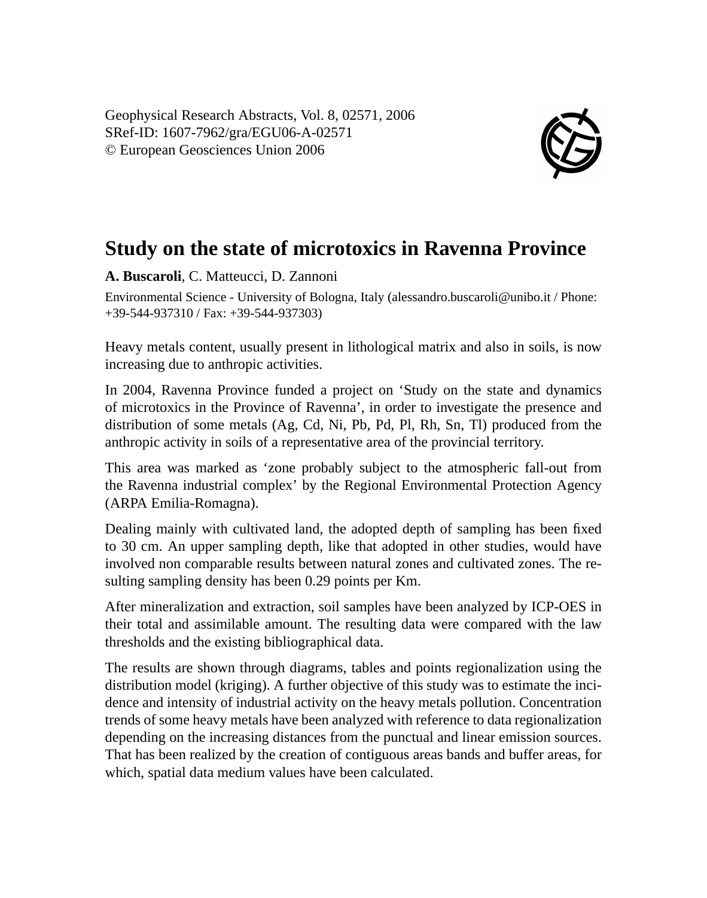# Study on the state of microtoxics in Ravenna Province

**A. Buscaroli**, C. Matteucci, D. Zannoni

Environmental Science - University of Bologna, Italy (alessandro.buscaroli@unibo.it / Phone: +39-544-937310 / Fax: +39-544-937303)

Heavy metals content, usually present in lithological matrix and also in soils, is now increasing due to anthropic activities.

In 2004, Ravenna Province funded a project on 'Study on the state and dynamics of microtoxics in the Province of Ravenna', in order to investigate the presence and distribution of some metals (Ag, Cd, Ni, Pb, Pd, Pl, Rh, Sn, Tl) produced from the anthropic activity in soils of a representative area of the provincial territory.

This area was marked as 'zone probably subject to the atmospheric fall-out from the Ravenna industrial complex' by the Regional Environmental Protection Agency (ARPA Emilia-Romagna).

Dealing mainly with cultivated land, the adopted depth of sampling has been fixed to 30 cm. An upper sampling depth, like that adopted in other studies, would have involved non comparable results between natural zones and cultivated zones. The resulting sampling density has been 0.29 points per Km.

After mineralization and extraction, soil samples have been analyzed by ICP-OES in their total and assimilable amount. The resulting data were compared with the law thresholds and the existing bibliographical data.

The results are shown through diagrams, tables and points regionalization using the distribution model (kriging). A further objective of this study was to estimate the incidence and intensity of industrial activity on the heavy metals pollution. Concentration trends of some heavy metals have been analyzed with reference to data regionalization depending on the increasing distances from the punctual and linear emission sources. That has been realized by the creation of contiguous areas bands and buffer areas, for which, spatial data medium values have been calculated.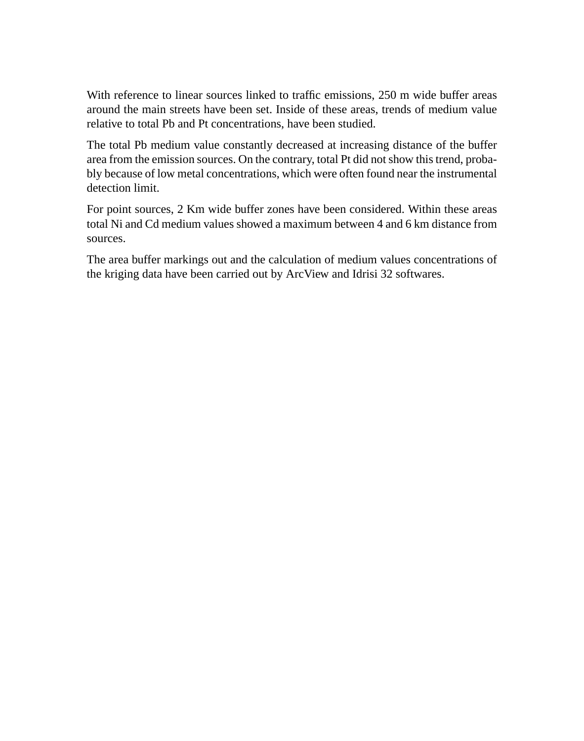With reference to linear sources linked to traffic emissions, 250 m wide buffer areas around the main streets have been set. Inside of these areas, trends of medium value relative to total Pb and Pt concentrations, have been studied.

The total Pb medium value constantly decreased at increasing distance of the buffer area from the emission sources. On the contrary, total Pt did not show this trend, probably because of low metal concentrations, which were often found near the instrumental detection limit.

For point sources, 2 Km wide buffer zones have been considered. Within these areas total Ni and Cd medium values showed a maximum between 4 and 6 km distance from sources.

The area buffer markings out and the calculation of medium values concentrations of the kriging data have been carried out by ArcView and Idrisi 32 softwares.